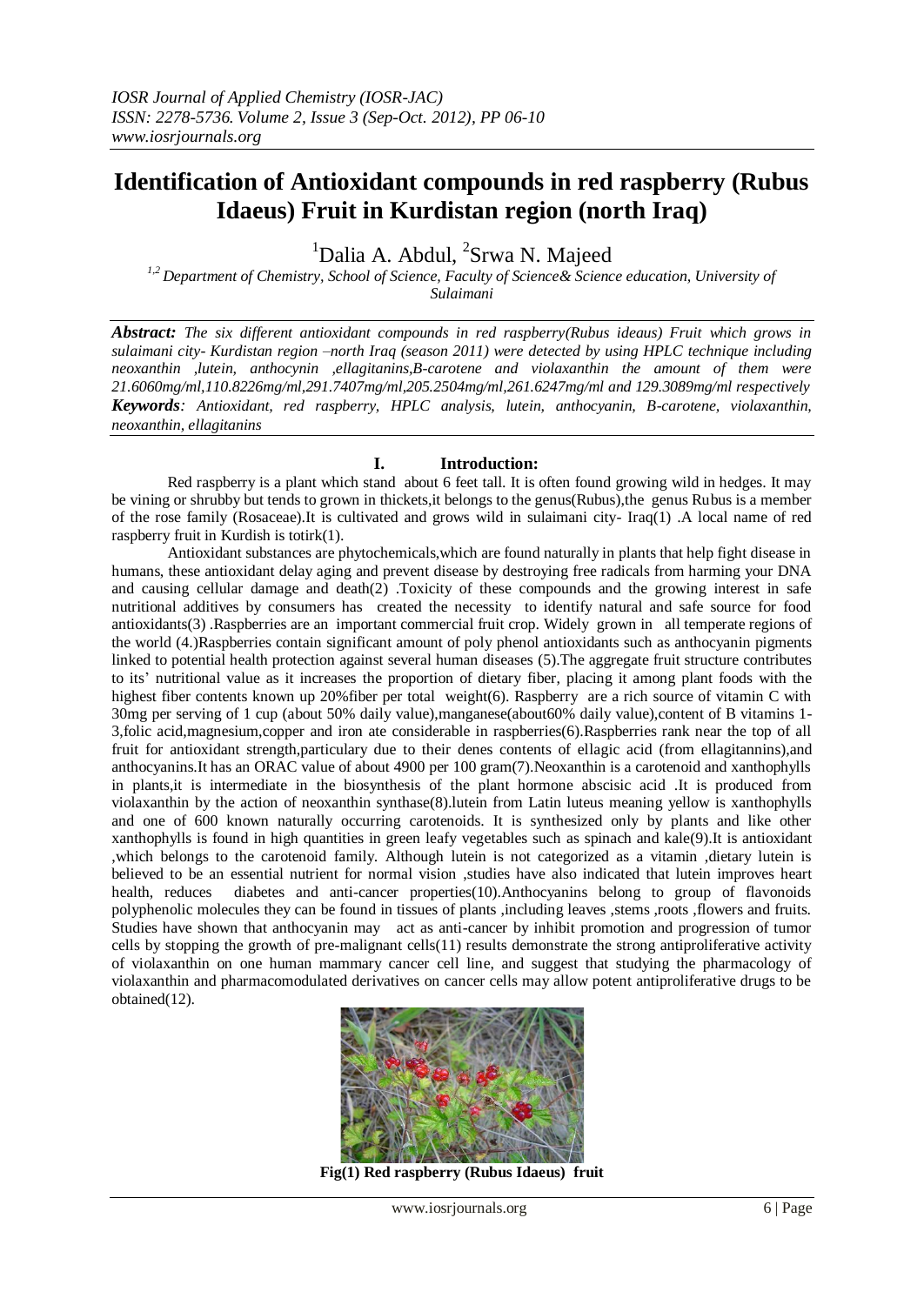# Identification of Antioxidant compounds in red raspberry (Rubus Idaeus) Fruit in Kurdistan region (north Iraq)

[1]Dalia A. Abdul, [2]Srwa N. Majeed

*[1,2] Department of Chemistry, School of Science, Faculty of Science& Science education, University of Sulaimani*

***Abstract:*** *The six different antioxidant compounds in red raspberry(Rubus ideaus) Fruit which grows in sulaimani city- Kurdistan region –north Iraq (season 2011) were detected by using HPLC technique including neoxanthin ,lutein, anthocynin ,ellagitanins,B-carotene and violaxanthin the amount of them were 21.6060mg/ml,110.8226mg/ml,291.7407mg/ml,205.2504mg/ml,261.6247mg/ml and 129.3089mg/ml respectively*

***Keywords****: Antioxidant, red raspberry, HPLC analysis, lutein, anthocyanin, B-carotene, violaxanthin, neoxanthin, ellagitanins*

## I. Introduction:

Red raspberry is a plant which stand about 6 feet tall. It is often found growing wild in hedges. It may be vining or shrubby but tends to grown in thickets,it belongs to the genus(Rubus),the genus Rubus is a member of the rose family (Rosaceae).It is cultivated and grows wild in sulaimani city- Iraq(1) .A local name of red raspberry fruit in Kurdish is totirk(1).

Antioxidant substances are phytochemicals,which are found naturally in plants that help fight disease in humans, these antioxidant delay aging and prevent disease by destroying free radicals from harming your DNA and causing cellular damage and death(2) .Toxicity of these compounds and the growing interest in safe nutritional additives by consumers has created the necessity to identify natural and safe source for food antioxidants(3) .Raspberries are an important commercial fruit crop. Widely grown in all temperate regions of the world (4.)Raspberries contain significant amount of poly phenol antioxidants such as anthocyanin pigments linked to potential health protection against several human diseases (5).The aggregate fruit structure contributes to its' nutritional value as it increases the proportion of dietary fiber, placing it among plant foods with the highest fiber contents known up 20%fiber per total weight(6). Raspberry are a rich source of vitamin C with 30mg per serving of 1 cup (about 50% daily value),manganese(about60% daily value),content of B vitamins 1-3,folic acid,magnesium,copper and iron ate considerable in raspberries(6).Raspberries rank near the top of all fruit for antioxidant strength,particulary due to their denes contents of ellagic acid (from ellagitannins),and anthocyanins.It has an ORAC value of about 4900 per 100 gram(7).Neoxanthin is a carotenoid and xanthophylls in plants,it is intermediate in the biosynthesis of the plant hormone abscisic acid .It is produced from violaxanthin by the action of neoxanthin synthase(8).lutein from Latin luteus meaning yellow is xanthophylls and one of 600 known naturally occurring carotenoids. It is synthesized only by plants and like other xanthophylls is found in high quantities in green leafy vegetables such as spinach and kale(9).It is antioxidant ,which belongs to the carotenoid family. Although lutein is not categorized as a vitamin ,dietary lutein is believed to be an essential nutrient for normal vision ,studies have also indicated that lutein improves heart health, reduces diabetes and anti-cancer properties(10).Anthocyanins belong to group of flavonoids polyphenolic molecules they can be found in tissues of plants ,including leaves ,stems ,roots ,flowers and fruits. Studies have shown that anthocyanin may act as anti-cancer by inhibit promotion and progression of tumor cells by stopping the growth of pre-malignant cells(11) results demonstrate the strong antiproliferative activity of violaxanthin on one human mammary cancer cell line, and suggest that studying the pharmacology of violaxanthin and pharmacomodulated derivatives on cancer cells may allow potent antiproliferative drugs to be obtained(12).

**Fig(1) Red raspberry (Rubus Idaeus) fruit**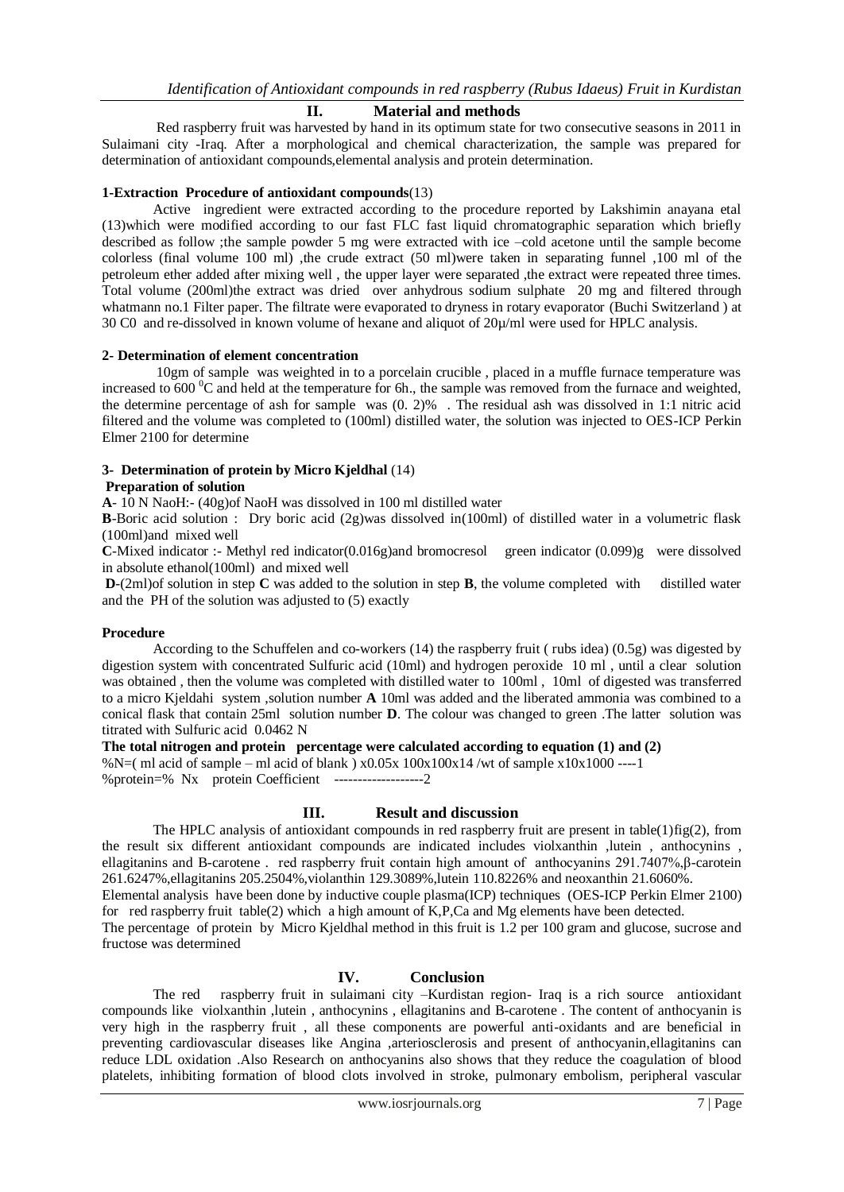## II. Material and methods

Red raspberry fruit was harvested by hand in its optimum state for two consecutive seasons in 2011 in Sulaimani city -Iraq. After a morphological and chemical characterization, the sample was prepared for determination of antioxidant compounds,elemental analysis and protein determination.

**1-Extraction Procedure of antioxidant compounds**(13)

Active ingredient were extracted according to the procedure reported by Lakshimin anayana etal (13)which were modified according to our fast FLC fast liquid chromatographic separation which briefly described as follow ;the sample powder 5 mg were extracted with ice –cold acetone until the sample become colorless (final volume 100 ml) ,the crude extract (50 ml)were taken in separating funnel ,100 ml of the petroleum ether added after mixing well , the upper layer were separated ,the extract were repeated three times. Total volume (200ml)the extract was dried over anhydrous sodium sulphate 20 mg and filtered through whatmann no.1 Filter paper. The filtrate were evaporated to dryness in rotary evaporator (Buchi Switzerland ) at 30 C0 and re-dissolved in known volume of hexane and aliquot of 20µ/ml were used for HPLC analysis.

**2- Determination of element concentration**

10gm of sample was weighted in to a porcelain crucible , placed in a muffle furnace temperature was increased to 600 $^{0}$C and held at the temperature for 6h., the sample was removed from the furnace and weighted, the determine percentage of ash for sample was (0. 2)% . The residual ash was dissolved in 1:1 nitric acid filtered and the volume was completed to (100ml) distilled water, the solution was injected to OES-ICP Perkin Elmer 2100 for determine

**3- Determination of protein by Micro Kjeldhal** (14)

**Preparation of solution**

**A**- 10 N NaoH:- (40g)of NaoH was dissolved in 100 ml distilled water

**B**-Boric acid solution : Dry boric acid (2g)was dissolved in(100ml) of distilled water in a volumetric flask (100ml)and mixed well

**C**-Mixed indicator :- Methyl red indicator(0.016g)and bromocresol green indicator (0.099)g were dissolved in absolute ethanol(100ml) and mixed well

**D**-(2ml)of solution in step **C** was added to the solution in step **B**, the volume completed with distilled water and the PH of the solution was adjusted to (5) exactly

**Procedure**

According to the Schuffelen and co-workers (14) the raspberry fruit ( rubs idea) (0.5g) was digested by digestion system with concentrated Sulfuric acid (10ml) and hydrogen peroxide 10 ml , until a clear solution was obtained , then the volume was completed with distilled water to 100ml , 10ml of digested was transferred to a micro Kjeldahi system ,solution number **A** 10ml was added and the liberated ammonia was combined to a conical flask that contain 25ml solution number **D**. The colour was changed to green .The latter solution was titrated with Sulfuric acid 0.0462 N

**The total nitrogen and protein percentage were calculated according to equation (1) and (2)**

%N=( ml acid of sample – ml acid of blank ) x0.05x 100x100x14 /wt of sample x10x1000 ----1

%protein=% Nx protein Coefficient -------------------2

## III. Result and discussion

The HPLC analysis of antioxidant compounds in red raspberry fruit are present in table(1)fig(2), from the result six different antioxidant compounds are indicated includes violxanthin ,lutein , anthocynins , ellagitanins and B-carotene . red raspberry fruit contain high amount of anthocyanins 291.7407%,β-carotene 261.6247%,ellagitanins 205.2504%,violanthin 129.3089%,lutein 110.8226% and neoxanthin 21.6060%.

Elemental analysis have been done by inductive couple plasma(ICP) techniques (OES-ICP Perkin Elmer 2100) for red raspberry fruit table(2) which a high amount of K,P,Ca and Mg elements have been detected.

The percentage of protein by Micro Kjeldhal method in this fruit is 1.2 per 100 gram and glucose, sucrose and fructose was determined

## IV. Conclusion

The red raspberry fruit in sulaimani city –Kurdistan region- Iraq is a rich source antioxidant compounds like violxanthin ,lutein , anthocynins , ellagitanins and B-carotene . The content of anthocyanin is very high in the raspberry fruit , all these components are powerful anti-oxidants and are beneficial in preventing cardiovascular diseases like Angina ,arteriosclerosis and present of anthocyanin,ellagitanins can reduce LDL oxidation .Also Research on anthocyanins also shows that they reduce the coagulation of blood platelets, inhibiting formation of blood clots involved in stroke, pulmonary embolism, peripheral vascular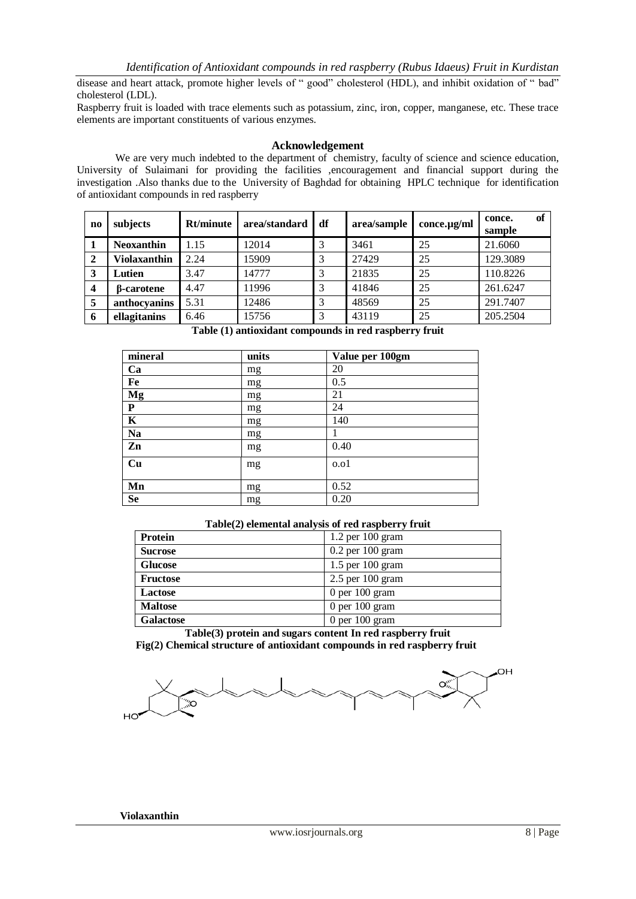disease and heart attack, promote higher levels of " good" cholesterol (HDL), and inhibit oxidation of " bad" cholesterol (LDL).

Raspberry fruit is loaded with trace elements such as potassium, zinc, iron, copper, manganese, etc. These trace elements are important constituents of various enzymes.

## Acknowledgement

We are very much indebted to the department of chemistry, faculty of science and science education, University of Sulaimani for providing the facilities ,encouragement and financial support during the investigation .Also thanks due to the University of Baghdad for obtaining HPLC technique for identification of antioxidant compounds in red raspberry

| no | subjects | Rt/minute | area/standard | df | area/sample | conce.µg/ml | conce. of sample |
|---|---|---|---|---|---|---|---|
| 1 | Neoxanthin | 1.15 | 12014 | 3 | 3461 | 25 | 21.6060 |
| 2 | Violaxanthin | 2.24 | 15909 | 3 | 27429 | 25 | 129.3089 |
| 3 | Lutien | 3.47 | 14777 | 3 | 21835 | 25 | 110.8226 |
| 4 | β-carotene | 4.47 | 11996 | 3 | 41846 | 25 | 261.6247 |
| 5 | anthocyanins | 5.31 | 12486 | 3 | 48569 | 25 | 291.7407 |
| 6 | ellagitanins | 6.46 | 15756 | 3 | 43119 | 25 | 205.2504 |

**Table (1) antioxidant compounds in red raspberry fruit**

| mineral | units | Value per 100gm |
|---|---|---|
| Ca | mg | 20 |
| Fe | mg | 0.5 |
| Mg | mg | 21 |
| P | mg | 24 |
| K | mg | 140 |
| Na | mg | 1 |
| Zn | mg | 0.40 |
| Cu | mg | o.o1 |
| Mn | mg | 0.52 |
| Se | mg | 0.20 |

**Table(2) elemental analysis of red raspberry fruit**

| Protein | 1.2 per 100 gram |
|---|---|
| Sucrose | 0.2 per 100 gram |
| Glucose | 1.5 per 100 gram |
| Fructose | 2.5 per 100 gram |
| Lactose | 0 per 100 gram |
| Maltose | 0 per 100 gram |
| Galactose | 0 per 100 gram |

**Table(3) protein and sugars content In red raspberry fruit**

**Fig(2) Chemical structure of antioxidant compounds in red raspberry fruit**

**Violaxanthin**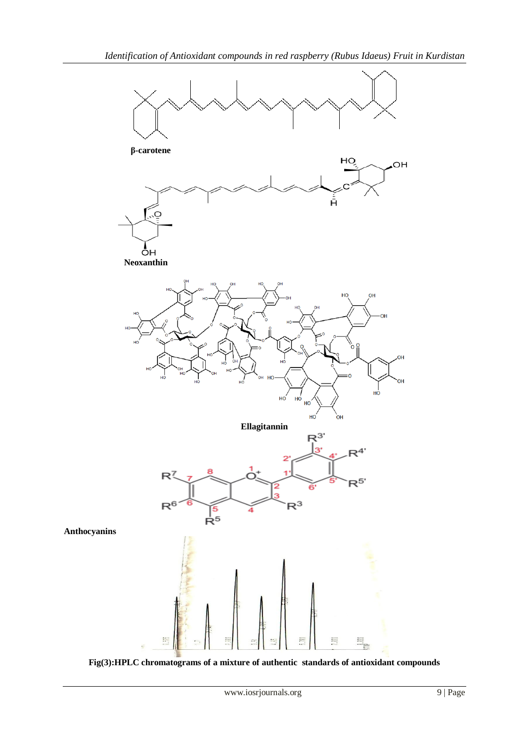**β-carotene**

**Neoxanthin**

**Ellagitannin**

**Anthocyanins**

**Fig(3):HPLC chromatograms of a mixture of authentic standards of antioxidant compounds**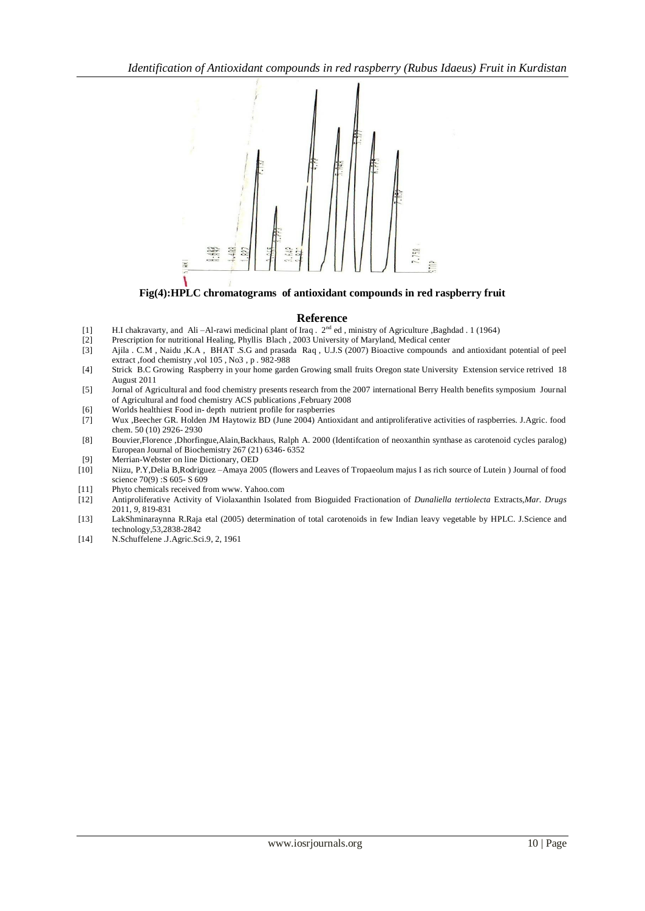Fig(4):HPLC chromatograms of antioxidant compounds in red raspberry fruit

## Reference

[1] H.I chakravarty, and Ali –Al-rawi medicinal plant of Iraq . 2nd ed , ministry of Agriculture ,Baghdad . 1 (1964)

[2] Prescription for nutritional Healing, Phyllis Blach , 2003 University of Maryland, Medical center

[3] Ajila . C.M , Naidu ,K.A , BHAT .S.G and prasada Raq , U.J.S (2007) Bioactive compounds and antioxidant potential of peel extract ,food chemistry ,vol 105 , No3 , p . 982-988

[4] Strick B.C Growing Raspberry in your home garden Growing small fruits Oregon state University Extension service retrived 18 August 2011

[5] Jornal of Agricultural and food chemistry presents research from the 2007 international Berry Health benefits symposium Journal of Agricultural and food chemistry ACS publications ,February 2008

[6] Worlds healthiest Food in- depth nutrient profile for raspberries

[7] Wux ,Beecher GR. Holden JM Haytowiz BD (June 2004) Antioxidant and antiproliferative activities of raspberries. J.Agric. food chem. 50 (10) 2926- 2930

[8] Bouvier,Florence ,Dhorfingue,Alain,Backhaus, Ralph A. 2000 (Identifcation of neoxanthin synthase as carotenoid cycles paralog) European Journal of Biochemistry 267 (21) 6346- 6352

[9] Merrian-Webster on line Dictionary, OED

[10] Niizu, P.Y,Delia B,Rodriguez –Amaya 2005 (flowers and Leaves of Tropaeolum majus I as rich source of Lutein ) Journal of food science 70(9) :S 605- S 609

[11] Phyto chemicals received from www. Yahoo.com

[12] Antiproliferative Activity of Violaxanthin Isolated from Bioguided Fractionation of *Dunaliella tertiolecta* Extracts,*Mar. Drugs* 2011, *9*, 819-831

[13] LakShminaraynna R.Raja etal (2005) determination of total carotenoids in few Indian leavy vegetable by HPLC. J.Science and technology,53,2838-2842

[14] N.Schuffelene .J.Agric.Sci.9, 2, 1961